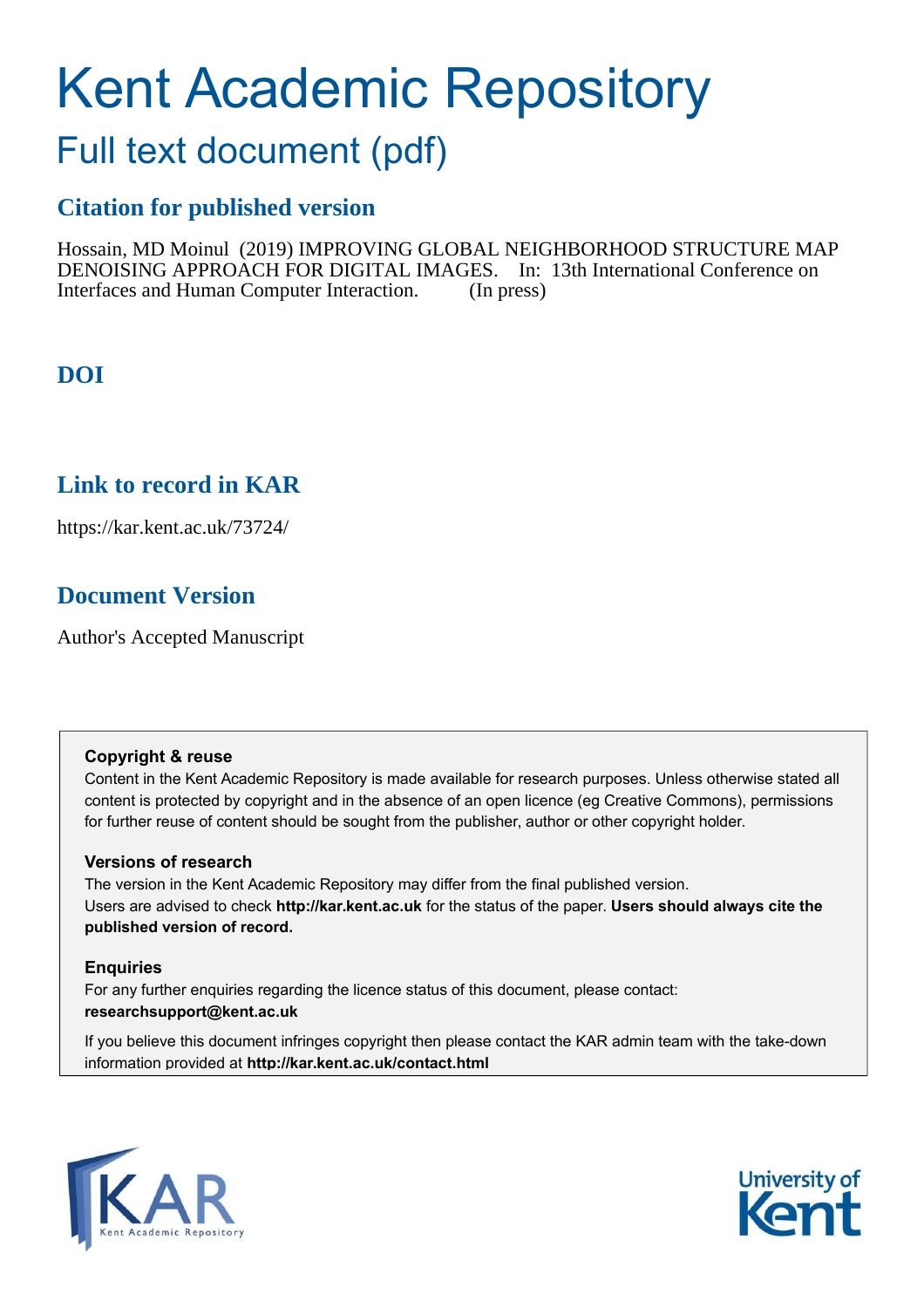# Kent Academic Repository

## Full text document (pdf)

### Citation for published version

Hossain, MD Moinul (2019) IMPROVING GLOBAL NEIGHBORHOOD STRUCTURE MAP DENOISING APPROACH FOR DIGITAL IMAGES. In: 13th International Conference on Interfaces and Human Computer Interaction. (In press)

### DOI

### Link to record in KAR

https://kar.kent.ac.uk/73724/

### Document Version

Author's Accepted Manuscript

**Copyright & reuse**

Content in the Kent Academic Repository is made available for research purposes. Unless otherwise stated all content is protected by copyright and in the absence of an open licence (eg Creative Commons), permissions for further reuse of content should be sought from the publisher, author or other copyright holder.

**Versions of research**

The version in the Kent Academic Repository may differ from the final published version. Users are advised to check **http://kar.kent.ac.uk** for the status of the paper. **Users should always cite the published version of record.**

**Enquiries**

For any further enquiries regarding the licence status of this document, please contact: **researchsupport@kent.ac.uk**

If you believe this document infringes copyright then please contact the KAR admin team with the take-down information provided at **http://kar.kent.ac.uk/contact.html**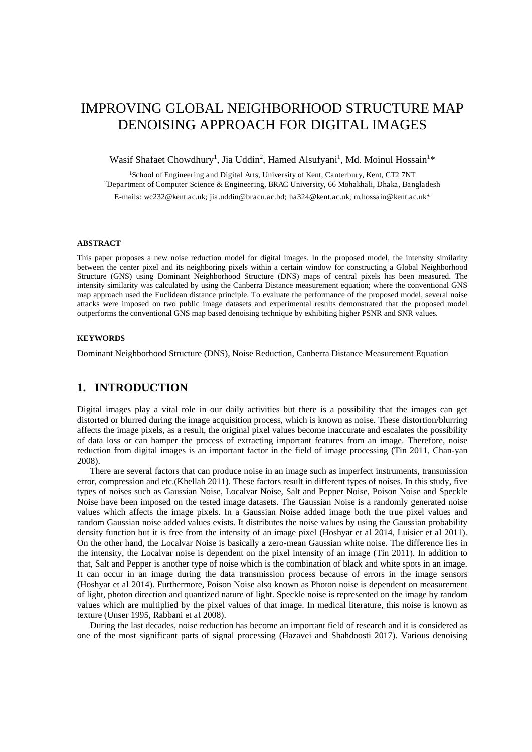# IMPROVING GLOBAL NEIGHBORHOOD STRUCTURE MAP DENOISING APPROACH FOR DIGITAL IMAGES

Wasif Shafaet Chowdhury[1], Jia Uddin[2], Hamed Alsufyani[1], Md. Moinul Hossain[1]*

[1]School of Engineering and Digital Arts, University of Kent, Canterbury, Kent, CT2 7NT
[2]Department of Computer Science & Engineering, BRAC University, 66 Mohakhali, Dhaka, Bangladesh
E-mails: wc232@kent.ac.uk; jia.uddin@bracu.ac.bd; ha324@kent.ac.uk; m.hossain@kent.ac.uk*

#### ABSTRACT

This paper proposes a new noise reduction model for digital images. In the proposed model, the intensity similarity between the center pixel and its neighboring pixels within a certain window for constructing a Global Neighborhood Structure (GNS) using Dominant Neighborhood Structure (DNS) maps of central pixels has been measured. The intensity similarity was calculated by using the Canberra Distance measurement equation; where the conventional GNS map approach used the Euclidean distance principle. To evaluate the performance of the proposed model, several noise attacks were imposed on two public image datasets and experimental results demonstrated that the proposed model outperforms the conventional GNS map based denoising technique by exhibiting higher PSNR and SNR values.

#### KEYWORDS

Dominant Neighborhood Structure (DNS), Noise Reduction, Canberra Distance Measurement Equation

## 1. INTRODUCTION

Digital images play a vital role in our daily activities but there is a possibility that the images can get distorted or blurred during the image acquisition process, which is known as noise. These distortion/blurring affects the image pixels, as a result, the original pixel values become inaccurate and escalates the possibility of data loss or can hamper the process of extracting important features from an image. Therefore, noise reduction from digital images is an important factor in the field of image processing (Tin 2011, Chan-yan 2008).

There are several factors that can produce noise in an image such as imperfect instruments, transmission error, compression and etc.(Khellah 2011). These factors result in different types of noises. In this study, five types of noises such as Gaussian Noise, Localvar Noise, Salt and Pepper Noise, Poison Noise and Speckle Noise have been imposed on the tested image datasets. The Gaussian Noise is a randomly generated noise values which affects the image pixels. In a Gaussian Noise added image both the true pixel values and random Gaussian noise added values exists. It distributes the noise values by using the Gaussian probability density function but it is free from the intensity of an image pixel (Hoshyar et al 2014, Luisier et al 2011). On the other hand, the Localvar Noise is basically a zero-mean Gaussian white noise. The difference lies in the intensity, the Localvar noise is dependent on the pixel intensity of an image (Tin 2011). In addition to that, Salt and Pepper is another type of noise which is the combination of black and white spots in an image. It can occur in an image during the data transmission process because of errors in the image sensors (Hoshyar et al 2014). Furthermore, Poison Noise also known as Photon noise is dependent on measurement of light, photon direction and quantized nature of light. Speckle noise is represented on the image by random values which are multiplied by the pixel values of that image. In medical literature, this noise is known as texture (Unser 1995, Rabbani et al 2008).

During the last decades, noise reduction has become an important field of research and it is considered as one of the most significant parts of signal processing (Hazavei and Shahdoosti 2017). Various denoising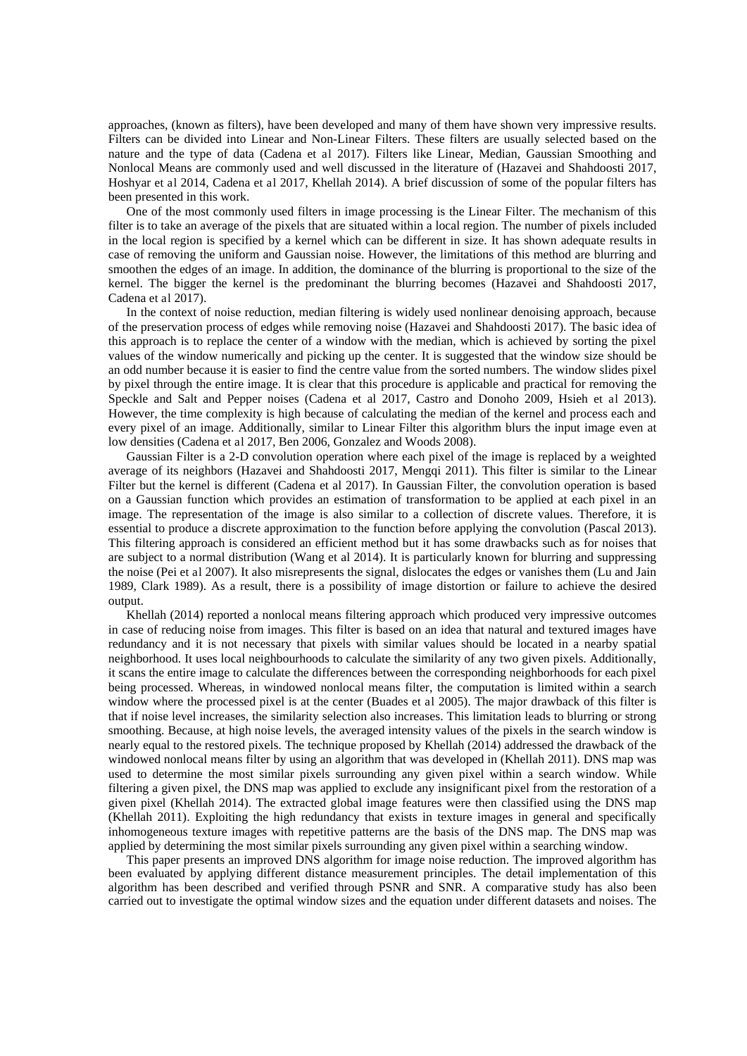approaches, (known as filters), have been developed and many of them have shown very impressive results. Filters can be divided into Linear and Non-Linear Filters. These filters are usually selected based on the nature and the type of data (Cadena et al 2017). Filters like Linear, Median, Gaussian Smoothing and Nonlocal Means are commonly used and well discussed in the literature of (Hazavei and Shahdoosti 2017, Hoshyar et al 2014, Cadena et al 2017, Khellah 2014). A brief discussion of some of the popular filters has been presented in this work.

One of the most commonly used filters in image processing is the Linear Filter. The mechanism of this filter is to take an average of the pixels that are situated within a local region. The number of pixels included in the local region is specified by a kernel which can be different in size. It has shown adequate results in case of removing the uniform and Gaussian noise. However, the limitations of this method are blurring and smoothen the edges of an image. In addition, the dominance of the blurring is proportional to the size of the kernel. The bigger the kernel is the predominant the blurring becomes (Hazavei and Shahdoosti 2017, Cadena et al 2017).

In the context of noise reduction, median filtering is widely used nonlinear denoising approach, because of the preservation process of edges while removing noise (Hazavei and Shahdoosti 2017). The basic idea of this approach is to replace the center of a window with the median, which is achieved by sorting the pixel values of the window numerically and picking up the center. It is suggested that the window size should be an odd number because it is easier to find the centre value from the sorted numbers. The window slides pixel by pixel through the entire image. It is clear that this procedure is applicable and practical for removing the Speckle and Salt and Pepper noises (Cadena et al 2017, Castro and Donoho 2009, Hsieh et al 2013). However, the time complexity is high because of calculating the median of the kernel and process each and every pixel of an image. Additionally, similar to Linear Filter this algorithm blurs the input image even at low densities (Cadena et al 2017, Ben 2006, Gonzalez and Woods 2008).

Gaussian Filter is a 2-D convolution operation where each pixel of the image is replaced by a weighted average of its neighbors (Hazavei and Shahdoosti 2017, Mengqi 2011). This filter is similar to the Linear Filter but the kernel is different (Cadena et al 2017). In Gaussian Filter, the convolution operation is based on a Gaussian function which provides an estimation of transformation to be applied at each pixel in an image. The representation of the image is also similar to a collection of discrete values. Therefore, it is essential to produce a discrete approximation to the function before applying the convolution (Pascal 2013). This filtering approach is considered an efficient method but it has some drawbacks such as for noises that are subject to a normal distribution (Wang et al 2014). It is particularly known for blurring and suppressing the noise (Pei et al 2007). It also misrepresents the signal, dislocates the edges or vanishes them (Lu and Jain 1989, Clark 1989). As a result, there is a possibility of image distortion or failure to achieve the desired output.

Khellah (2014) reported a nonlocal means filtering approach which produced very impressive outcomes in case of reducing noise from images. This filter is based on an idea that natural and textured images have redundancy and it is not necessary that pixels with similar values should be located in a nearby spatial neighborhood. It uses local neighbourhoods to calculate the similarity of any two given pixels. Additionally, it scans the entire image to calculate the differences between the corresponding neighborhoods for each pixel being processed. Whereas, in windowed nonlocal means filter, the computation is limited within a search window where the processed pixel is at the center (Buades et al 2005). The major drawback of this filter is that if noise level increases, the similarity selection also increases. This limitation leads to blurring or strong smoothing. Because, at high noise levels, the averaged intensity values of the pixels in the search window is nearly equal to the restored pixels. The technique proposed by Khellah (2014) addressed the drawback of the windowed nonlocal means filter by using an algorithm that was developed in (Khellah 2011). DNS map was used to determine the most similar pixels surrounding any given pixel within a search window. While filtering a given pixel, the DNS map was applied to exclude any insignificant pixel from the restoration of a given pixel (Khellah 2014). The extracted global image features were then classified using the DNS map (Khellah 2011). Exploiting the high redundancy that exists in texture images in general and specifically inhomogeneous texture images with repetitive patterns are the basis of the DNS map. The DNS map was applied by determining the most similar pixels surrounding any given pixel within a searching window.

This paper presents an improved DNS algorithm for image noise reduction. The improved algorithm has been evaluated by applying different distance measurement principles. The detail implementation of this algorithm has been described and verified through PSNR and SNR. A comparative study has also been carried out to investigate the optimal window sizes and the equation under different datasets and noises. The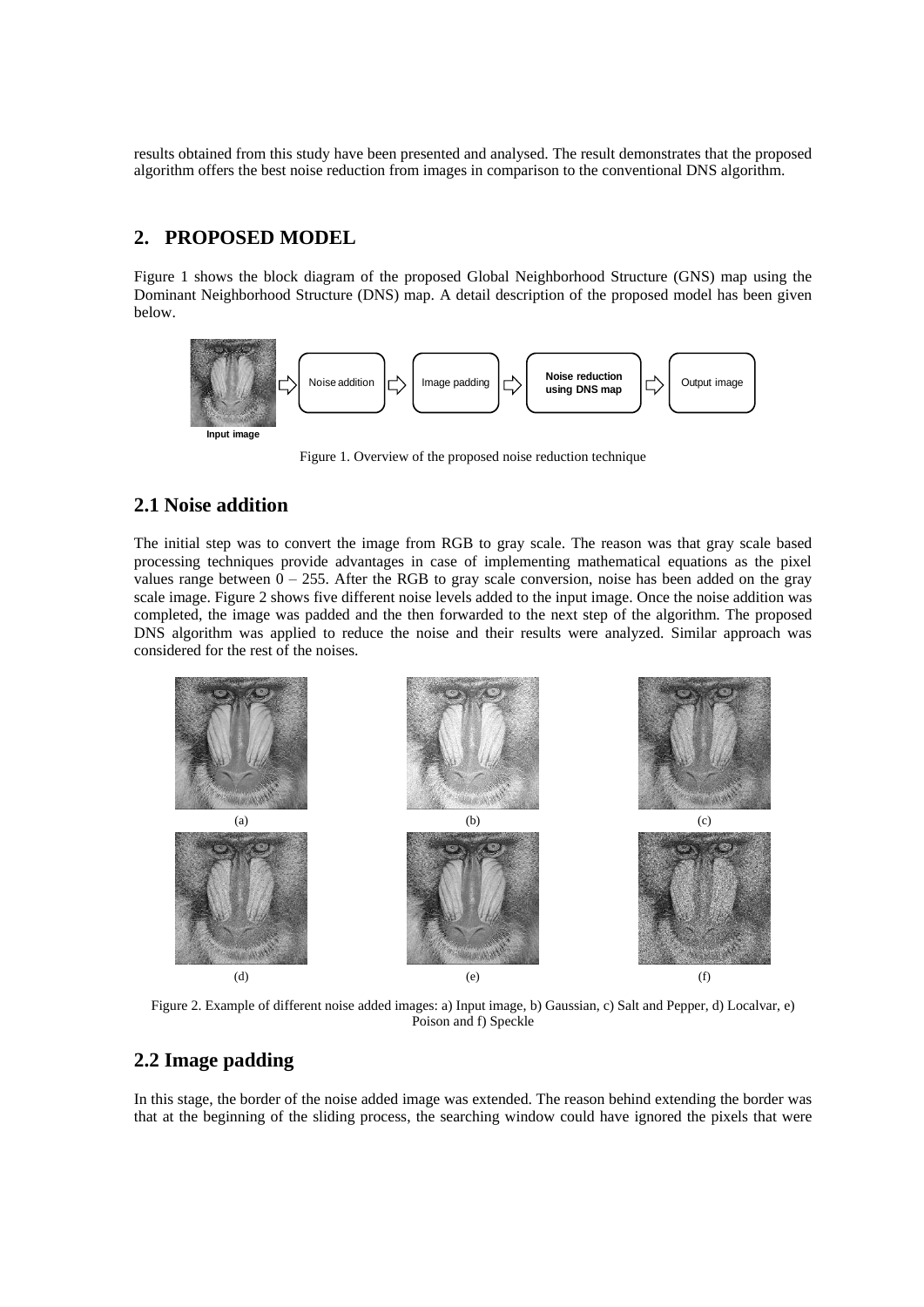results obtained from this study have been presented and analysed. The result demonstrates that the proposed algorithm offers the best noise reduction from images in comparison to the conventional DNS algorithm.

## 2. PROPOSED MODEL

Figure 1 shows the block diagram of the proposed Global Neighborhood Structure (GNS) map using the Dominant Neighborhood Structure (DNS) map. A detail description of the proposed model has been given below.

Figure 1. Overview of the proposed noise reduction technique

## 2.1 Noise addition

The initial step was to convert the image from RGB to gray scale. The reason was that gray scale based processing techniques provide advantages in case of implementing mathematical equations as the pixel values range between 0 – 255. After the RGB to gray scale conversion, noise has been added on the gray scale image. Figure 2 shows five different noise levels added to the input image. Once the noise addition was completed, the image was padded and the then forwarded to the next step of the algorithm. The proposed DNS algorithm was applied to reduce the noise and their results were analyzed. Similar approach was considered for the rest of the noises.

Figure 2. Example of different noise added images: a) Input image, b) Gaussian, c) Salt and Pepper, d) Localvar, e) Poison and f) Speckle

## 2.2 Image padding

In this stage, the border of the noise added image was extended. The reason behind extending the border was that at the beginning of the sliding process, the searching window could have ignored the pixels that were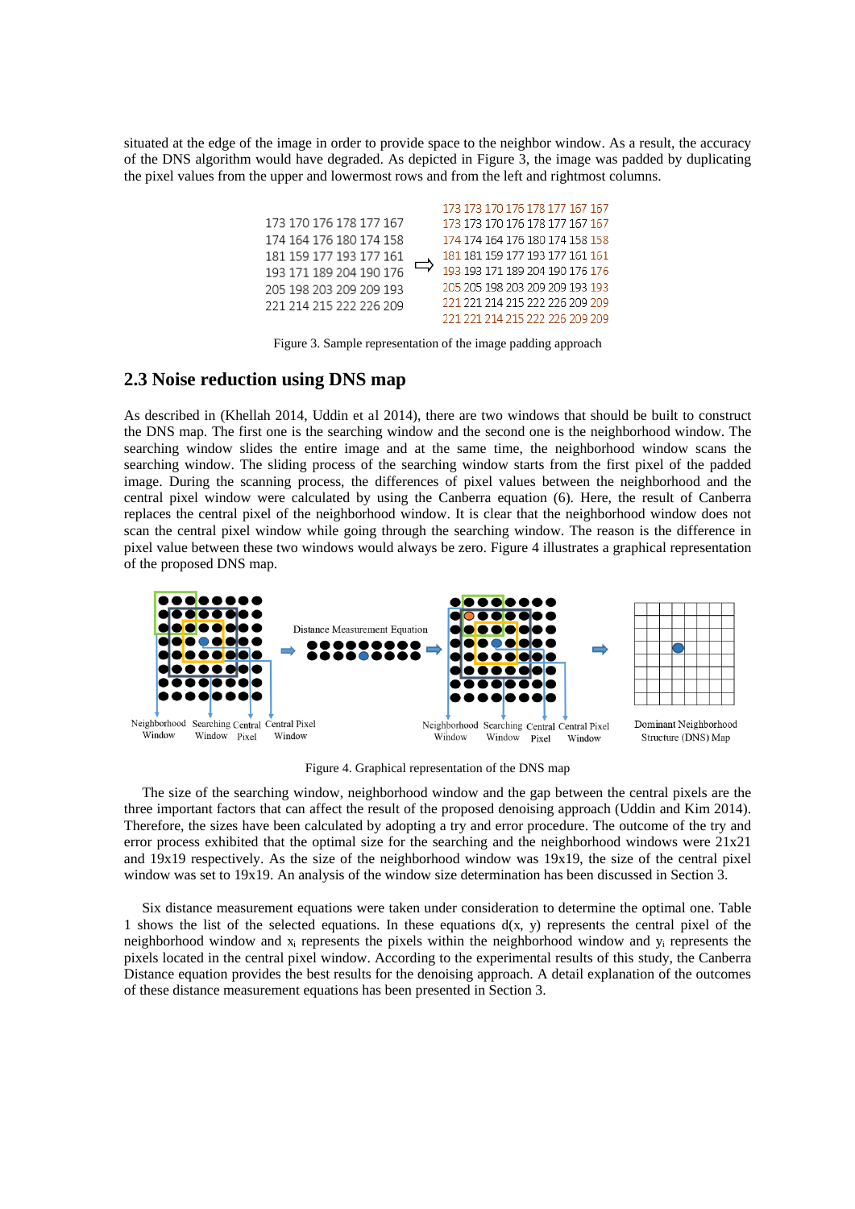situated at the edge of the image in order to provide space to the neighbor window. As a result, the accuracy of the DNS algorithm would have degraded. As depicted in Figure 3, the image was padded by duplicating the pixel values from the upper and lowermost rows and from the left and rightmost columns.

```
                                  173 173 170 176 178 177 167 167
173 170 176 178 177 167           173 173 170 176 178 177 167 167
174 164 176 180 174 158           174 174 164 176 180 174 158 158
181 159 177 193 177 161    ⇨      181 181 159 177 193 177 161 161
193 171 189 204 190 176           193 193 171 189 204 190 176 176
205 198 203 209 209 193           205 205 198 203 209 209 193 193
221 214 215 222 226 209           221 221 214 215 222 226 209 209
                                  221 221 214 215 222 226 209 209
```

Figure 3. Sample representation of the image padding approach

## 2.3 Noise reduction using DNS map

As described in (Khellah 2014, Uddin et al 2014), there are two windows that should be built to construct the DNS map. The first one is the searching window and the second one is the neighborhood window. The searching window slides the entire image and at the same time, the neighborhood window scans the searching window. The sliding process of the searching window starts from the first pixel of the padded image. During the scanning process, the differences of pixel values between the neighborhood and the central pixel window were calculated by using the Canberra equation (6). Here, the result of Canberra replaces the central pixel of the neighborhood window. It is clear that the neighborhood window does not scan the central pixel window while going through the searching window. The reason is the difference in pixel value between these two windows would always be zero. Figure 4 illustrates a graphical representation of the proposed DNS map.

Figure 4. Graphical representation of the DNS map

The size of the searching window, neighborhood window and the gap between the central pixels are the three important factors that can affect the result of the proposed denoising approach (Uddin and Kim 2014). Therefore, the sizes have been calculated by adopting a try and error procedure. The outcome of the try and error process exhibited that the optimal size for the searching and the neighborhood windows were 21x21 and 19x19 respectively. As the size of the neighborhood window was 19x19, the size of the central pixel window was set to 19x19. An analysis of the window size determination has been discussed in Section 3.

Six distance measurement equations were taken under consideration to determine the optimal one. Table 1 shows the list of the selected equations. In these equations d(x, y) represents the central pixel of the neighborhood window and $x_i$ represents the pixels within the neighborhood window and $y_i$ represents the pixels located in the central pixel window. According to the experimental results of this study, the Canberra Distance equation provides the best results for the denoising approach. A detail explanation of the outcomes of these distance measurement equations has been presented in Section 3.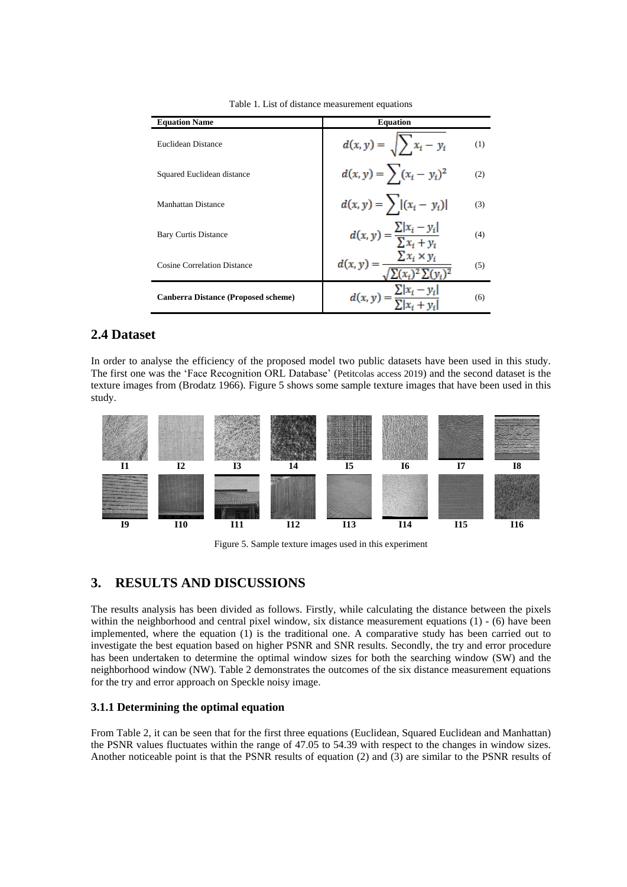Table 1. List of distance measurement equations

| Equation Name | Equation |
|---|---|
| Euclidean Distance | $d(x,y) = \sqrt{\sum x_i - y_i}$ (1) |
| Squared Euclidean distance | $d(x,y) = \sum (x_i - y_i)^2$ (2) |
| Manhattan Distance | $d(x,y) = \sum \lvert (x_i - y_i) \rvert$ (3) |
| Bary Curtis Distance | $d(x,y) = \frac{\sum \lvert x_i - y_i \rvert}{\sum x_i + y_i}$ (4) |
| Cosine Correlation Distance | $d(x,y) = \frac{\sum x_i \times y_i}{\sqrt{\sum (x_i)^2 \sum (y_i)^2}}$ (5) |
| **Canberra Distance (Proposed scheme)** | $d(x,y) = \frac{\sum \lvert x_i - y_i \rvert}{\sum \lvert x_i + y_i \rvert}$ (6) |

## 2.4 Dataset

In order to analyse the efficiency of the proposed model two public datasets have been used in this study. The first one was the 'Face Recognition ORL Database' (Petitcolas access 2019) and the second dataset is the texture images from (Brodatz 1966). Figure 5 shows some sample texture images that have been used in this study.

I1 I2 I3 I4 I5 I6 I7 I8

I9 I10 I11 I12 I13 I14 I15 I16

Figure 5. Sample texture images used in this experiment

## 3. RESULTS AND DISCUSSIONS

The results analysis has been divided as follows. Firstly, while calculating the distance between the pixels within the neighborhood and central pixel window, six distance measurement equations (1) - (6) have been implemented, where the equation (1) is the traditional one. A comparative study has been carried out to investigate the best equation based on higher PSNR and SNR results. Secondly, the try and error procedure has been undertaken to determine the optimal window sizes for both the searching window (SW) and the neighborhood window (NW). Table 2 demonstrates the outcomes of the six distance measurement equations for the try and error approach on Speckle noisy image.

### 3.1.1 Determining the optimal equation

From Table 2, it can be seen that for the first three equations (Euclidean, Squared Euclidean and Manhattan) the PSNR values fluctuates within the range of 47.05 to 54.39 with respect to the changes in window sizes. Another noticeable point is that the PSNR results of equation (2) and (3) are similar to the PSNR results of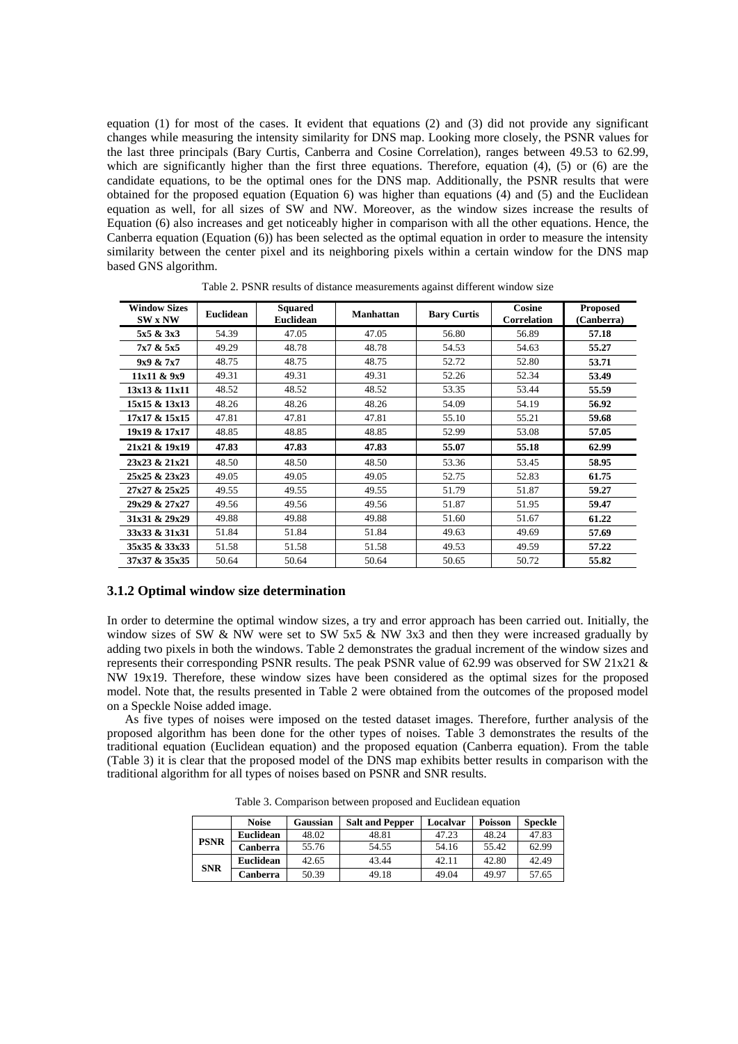equation (1) for most of the cases. It evident that equations (2) and (3) did not provide any significant changes while measuring the intensity similarity for DNS map. Looking more closely, the PSNR values for the last three principals (Bary Curtis, Canberra and Cosine Correlation), ranges between 49.53 to 62.99, which are significantly higher than the first three equations. Therefore, equation (4), (5) or (6) are the candidate equations, to be the optimal ones for the DNS map. Additionally, the PSNR results that were obtained for the proposed equation (Equation 6) was higher than equations (4) and (5) and the Euclidean equation as well, for all sizes of SW and NW. Moreover, as the window sizes increase the results of Equation (6) also increases and get noticeably higher in comparison with all the other equations. Hence, the Canberra equation (Equation (6)) has been selected as the optimal equation in order to measure the intensity similarity between the center pixel and its neighboring pixels within a certain window for the DNS map based GNS algorithm.

Table 2. PSNR results of distance measurements against different window size

| Window Sizes SW x NW | Euclidean | Squared Euclidean | Manhattan | Bary Curtis | Cosine Correlation | Proposed (Canberra) |
|---|---|---|---|---|---|---|
| **5x5 & 3x3** | 54.39 | 47.05 | 47.05 | 56.80 | 56.89 | **57.18** |
| **7x7 & 5x5** | 49.29 | 48.78 | 48.78 | 54.53 | 54.63 | **55.27** |
| **9x9 & 7x7** | 48.75 | 48.75 | 48.75 | 52.72 | 52.80 | **53.71** |
| **11x11 & 9x9** | 49.31 | 49.31 | 49.31 | 52.26 | 52.34 | **53.49** |
| **13x13 & 11x11** | 48.52 | 48.52 | 48.52 | 53.35 | 53.44 | **55.59** |
| **15x15 & 13x13** | 48.26 | 48.26 | 48.26 | 54.09 | 54.19 | **56.92** |
| **17x17 & 15x15** | 47.81 | 47.81 | 47.81 | 55.10 | 55.21 | **59.68** |
| **19x19 & 17x17** | 48.85 | 48.85 | 48.85 | 52.99 | 53.08 | **57.05** |
| **21x21 & 19x19** | **47.83** | **47.83** | **47.83** | **55.07** | **55.18** | **62.99** |
| **23x23 & 21x21** | 48.50 | 48.50 | 48.50 | 53.36 | 53.45 | **58.95** |
| **25x25 & 23x23** | 49.05 | 49.05 | 49.05 | 52.75 | 52.83 | **61.75** |
| **27x27 & 25x25** | 49.55 | 49.55 | 49.55 | 51.79 | 51.87 | **59.27** |
| **29x29 & 27x27** | 49.56 | 49.56 | 49.56 | 51.87 | 51.95 | **59.47** |
| **31x31 & 29x29** | 49.88 | 49.88 | 49.88 | 51.60 | 51.67 | **61.22** |
| **33x33 & 31x31** | 51.84 | 51.84 | 51.84 | 49.63 | 49.69 | **57.69** |
| **35x35 & 33x33** | 51.58 | 51.58 | 51.58 | 49.53 | 49.59 | **57.22** |
| **37x37 & 35x35** | 50.64 | 50.64 | 50.64 | 50.65 | 50.72 | **55.82** |

### 3.1.2 Optimal window size determination

In order to determine the optimal window sizes, a try and error approach has been carried out. Initially, the window sizes of SW & NW were set to SW 5x5 & NW 3x3 and then they were increased gradually by adding two pixels in both the windows. Table 2 demonstrates the gradual increment of the window sizes and represents their corresponding PSNR results. The peak PSNR value of 62.99 was observed for SW 21x21 & NW 19x19. Therefore, these window sizes have been considered as the optimal sizes for the proposed model. Note that, the results presented in Table 2 were obtained from the outcomes of the proposed model on a Speckle Noise added image.

As five types of noises were imposed on the tested dataset images. Therefore, further analysis of the proposed algorithm has been done for the other types of noises. Table 3 demonstrates the results of the traditional equation (Euclidean equation) and the proposed equation (Canberra equation). From the table (Table 3) it is clear that the proposed model of the DNS map exhibits better results in comparison with the traditional algorithm for all types of noises based on PSNR and SNR results.

Table 3. Comparison between proposed and Euclidean equation

| | Noise | Gaussian | Salt and Pepper | Localvar | Poisson | Speckle |
|---|---|---|---|---|---|---|
| **PSNR** | **Euclidean** | 48.02 | 48.81 | 47.23 | 48.24 | 47.83 |
| | **Canberra** | 55.76 | 54.55 | 54.16 | 55.42 | 62.99 |
| **SNR** | **Euclidean** | 42.65 | 43.44 | 42.11 | 42.80 | 42.49 |
| | **Canberra** | 50.39 | 49.18 | 49.04 | 49.97 | 57.65 |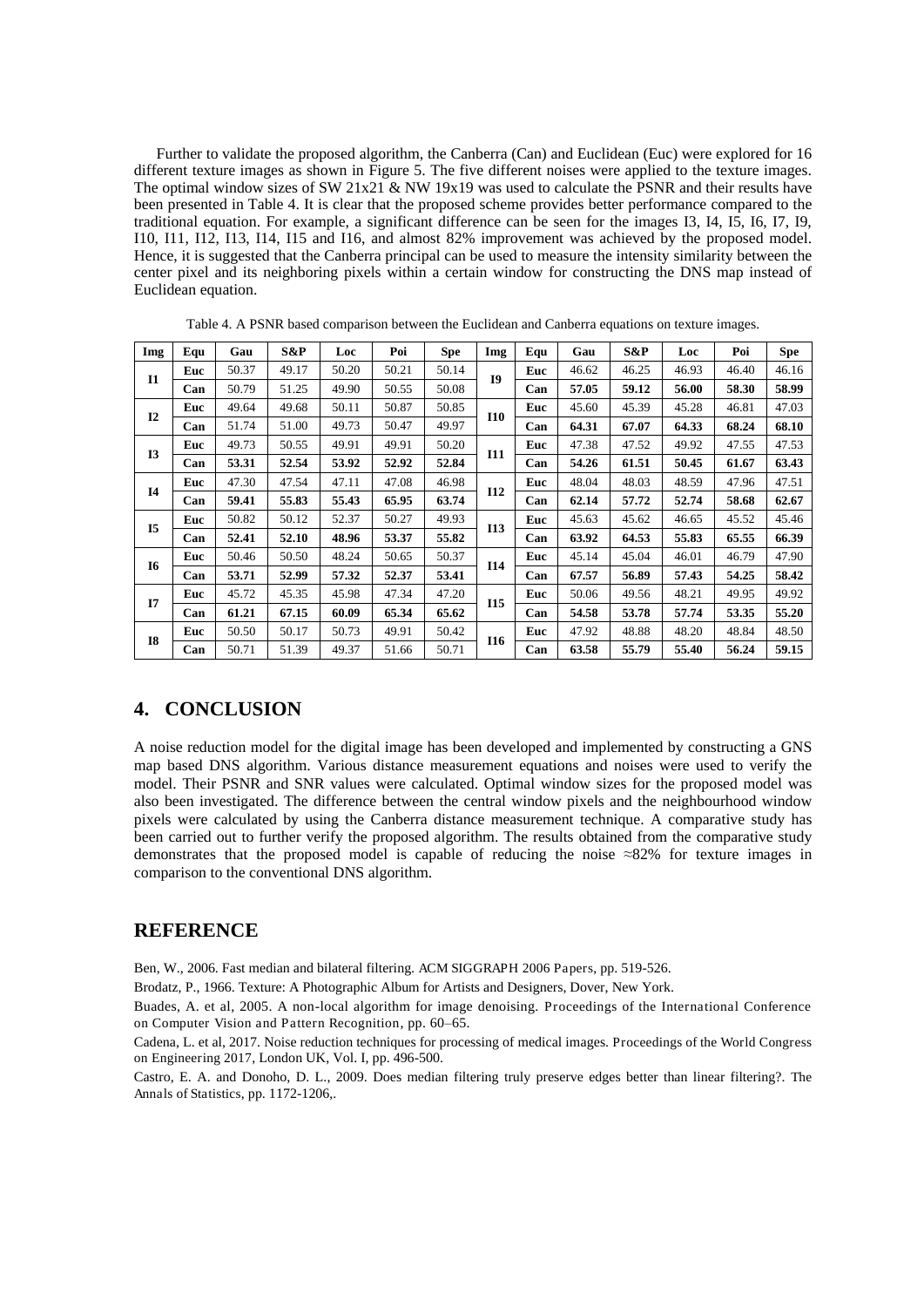Further to validate the proposed algorithm, the Canberra (Can) and Euclidean (Euc) were explored for 16 different texture images as shown in Figure 5. The five different noises were applied to the texture images. The optimal window sizes of SW 21x21 & NW 19x19 was used to calculate the PSNR and their results have been presented in Table 4. It is clear that the proposed scheme provides better performance compared to the traditional equation. For example, a significant difference can be seen for the images I3, I4, I5, I6, I7, I9, I10, I11, I12, I13, I14, I15 and I16, and almost 82% improvement was achieved by the proposed model. Hence, it is suggested that the Canberra principal can be used to measure the intensity similarity between the center pixel and its neighboring pixels within a certain window for constructing the DNS map instead of Euclidean equation.

Table 4. A PSNR based comparison between the Euclidean and Canberra equations on texture images.

| Img | Equ | Gau | S&P | Loc | Poi | Spe | Img | Equ | Gau | S&P | Loc | Poi | Spe |
|---|---|---|---|---|---|---|---|---|---|---|---|---|---|
| **I1** | **Euc** | 50.37 | 49.17 | 50.20 | 50.21 | 50.14 | **I9** | **Euc** | 46.62 | 46.25 | 46.93 | 46.40 | 46.16 |
| | **Can** | 50.79 | 51.25 | 49.90 | 50.55 | 50.08 | | **Can** | **57.05** | **59.12** | **56.00** | **58.30** | **58.99** |
| **I2** | **Euc** | 49.64 | 49.68 | 50.11 | 50.87 | 50.85 | **I10** | **Euc** | 45.60 | 45.39 | 45.28 | 46.81 | 47.03 |
| | **Can** | 51.74 | 51.00 | 49.73 | 50.47 | 49.97 | | **Can** | **64.31** | **67.07** | **64.33** | **68.24** | **68.10** |
| **I3** | **Euc** | 49.73 | 50.55 | 49.91 | 49.91 | 50.20 | **I11** | **Euc** | 47.38 | 47.52 | 49.92 | 47.55 | 47.53 |
| | **Can** | **53.31** | **52.54** | **53.92** | **52.92** | **52.84** | | **Can** | **54.26** | **61.51** | **50.45** | **61.67** | **63.43** |
| **I4** | **Euc** | 47.30 | 47.54 | 47.11 | 47.08 | 46.98 | **I12** | **Euc** | 48.04 | 48.03 | 48.59 | 47.96 | 47.51 |
| | **Can** | **59.41** | **55.83** | **55.43** | **65.95** | **63.74** | | **Can** | **62.14** | **57.72** | **52.74** | **58.68** | **62.67** |
| **I5** | **Euc** | 50.82 | 50.12 | 52.37 | 50.27 | 49.93 | **I13** | **Euc** | 45.63 | 45.62 | 46.65 | 45.52 | 45.46 |
| | **Can** | **52.41** | **52.10** | **48.96** | **53.37** | **55.82** | | **Can** | **63.92** | **64.53** | **55.83** | **65.55** | **66.39** |
| **I6** | **Euc** | 50.46 | 50.50 | 48.24 | 50.65 | 50.37 | **I14** | **Euc** | 45.14 | 45.04 | 46.01 | 46.79 | 47.90 |
| | **Can** | **53.71** | **52.99** | **57.32** | **52.37** | **53.41** | | **Can** | **67.57** | **56.89** | **57.43** | **54.25** | **58.42** |
| **I7** | **Euc** | 45.72 | 45.35 | 45.98 | 47.34 | 47.20 | **I15** | **Euc** | 50.06 | 49.56 | 48.21 | 49.95 | 49.92 |
| | **Can** | **61.21** | **67.15** | **60.09** | **65.34** | **65.62** | | **Can** | **54.58** | **53.78** | **57.74** | **53.35** | **55.20** |
| **I8** | **Euc** | 50.50 | 50.17 | 50.73 | 49.91 | 50.42 | **I16** | **Euc** | 47.92 | 48.88 | 48.20 | 48.84 | 48.50 |
| | **Can** | 50.71 | 51.39 | 49.37 | 51.66 | 50.71 | | **Can** | **63.58** | **55.79** | **55.40** | **56.24** | **59.15** |

## 4. CONCLUSION

A noise reduction model for the digital image has been developed and implemented by constructing a GNS map based DNS algorithm. Various distance measurement equations and noises were used to verify the model. Their PSNR and SNR values were calculated. Optimal window sizes for the proposed model was also been investigated. The difference between the central window pixels and the neighbourhood window pixels were calculated by using the Canberra distance measurement technique. A comparative study has been carried out to further verify the proposed algorithm. The results obtained from the comparative study demonstrates that the proposed model is capable of reducing the noise ≈82% for texture images in comparison to the conventional DNS algorithm.

## REFERENCE

Ben, W., 2006. Fast median and bilateral filtering. ACM SIGGRAPH 2006 Papers, pp. 519-526.

Brodatz, P., 1966. Texture: A Photographic Album for Artists and Designers, Dover, New York.

Buades, A. et al, 2005. A non-local algorithm for image denoising. Proceedings of the International Conference on Computer Vision and Pattern Recognition, pp. 60–65.

Cadena, L. et al, 2017. Noise reduction techniques for processing of medical images. Proceedings of the World Congress on Engineering 2017, London UK, Vol. I, pp. 496-500.

Castro, E. A. and Donoho, D. L., 2009. Does median filtering truly preserve edges better than linear filtering?. The Annals of Statistics, pp. 1172-1206,.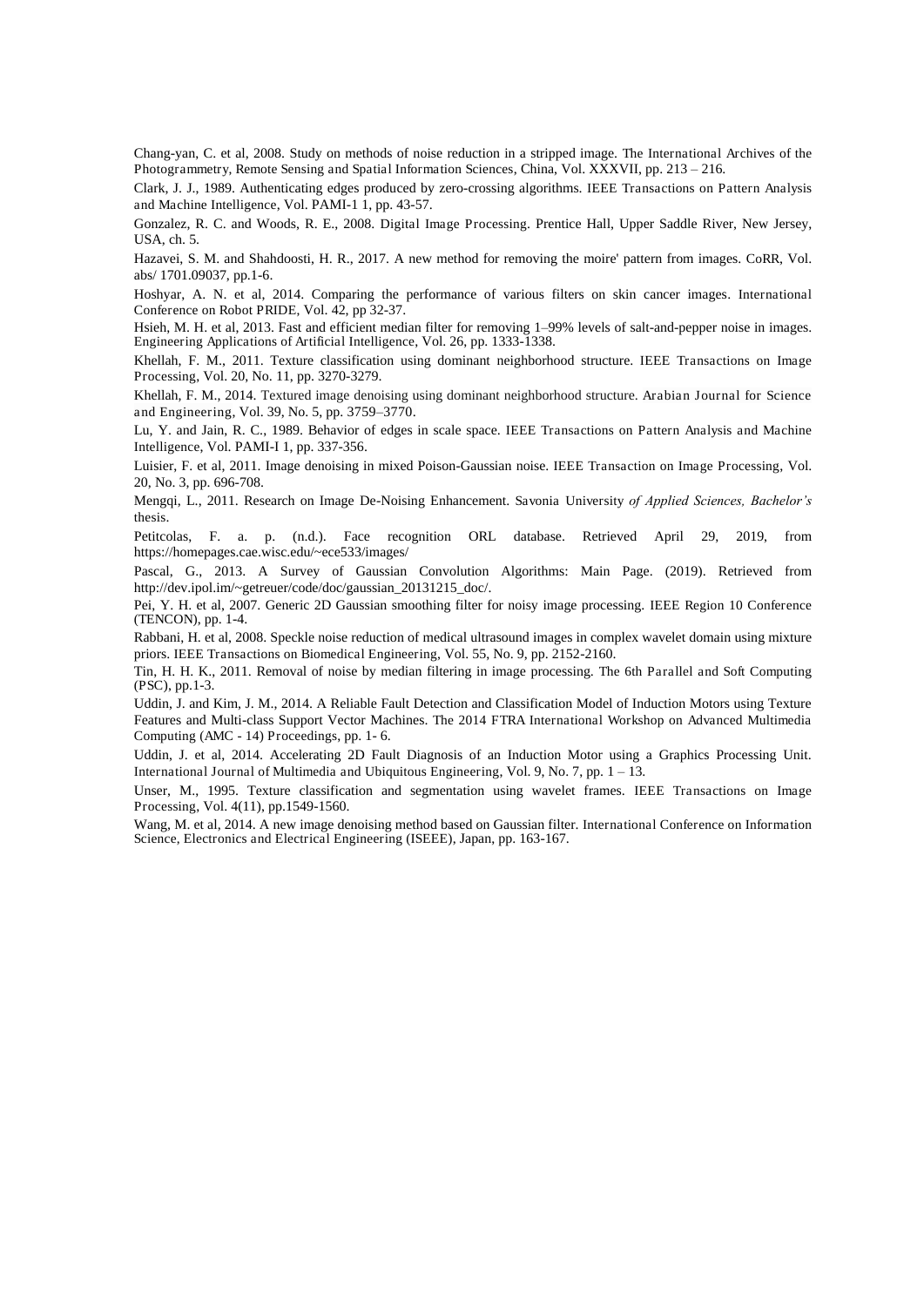Chang-yan, C. et al, 2008. Study on methods of noise reduction in a stripped image. The International Archives of the Photogrammetry, Remote Sensing and Spatial Information Sciences, China, Vol. XXXVII, pp. 213 – 216.

Clark, J. J., 1989. Authenticating edges produced by zero-crossing algorithms. IEEE Transactions on Pattern Analysis and Machine Intelligence, Vol. PAMI-1 1, pp. 43-57.

Gonzalez, R. C. and Woods, R. E., 2008. Digital Image Processing. Prentice Hall, Upper Saddle River, New Jersey, USA, ch. 5.

Hazavei, S. M. and Shahdoosti, H. R., 2017. A new method for removing the moire' pattern from images. CoRR, Vol. abs/ 1701.09037, pp.1-6.

Hoshyar, A. N. et al, 2014. Comparing the performance of various filters on skin cancer images. International Conference on Robot PRIDE, Vol. 42, pp 32-37.

Hsieh, M. H. et al, 2013. Fast and efficient median filter for removing 1–99% levels of salt-and-pepper noise in images. Engineering Applications of Artificial Intelligence, Vol. 26, pp. 1333-1338.

Khellah, F. M., 2011. Texture classification using dominant neighborhood structure. IEEE Transactions on Image Processing, Vol. 20, No. 11, pp. 3270-3279.

Khellah, F. M., 2014. Textured image denoising using dominant neighborhood structure. Arabian Journal for Science and Engineering, Vol. 39, No. 5, pp. 3759–3770.

Lu, Y. and Jain, R. C., 1989. Behavior of edges in scale space. IEEE Transactions on Pattern Analysis and Machine Intelligence, Vol. PAMI-I 1, pp. 337-356.

Luisier, F. et al, 2011. Image denoising in mixed Poison-Gaussian noise. IEEE Transaction on Image Processing, Vol. 20, No. 3, pp. 696-708.

Mengqi, L., 2011. Research on Image De-Noising Enhancement. Savonia University *of Applied Sciences, Bachelor's* thesis.

Petitcolas, F. a. p. (n.d.). Face recognition ORL database. Retrieved April 29, 2019, from https://homepages.cae.wisc.edu/~ece533/images/

Pascal, G., 2013. A Survey of Gaussian Convolution Algorithms: Main Page. (2019). Retrieved from http://dev.ipol.im/~getreuer/code/doc/gaussian_20131215_doc/.

Pei, Y. H. et al, 2007. Generic 2D Gaussian smoothing filter for noisy image processing. IEEE Region 10 Conference (TENCON), pp. 1-4.

Rabbani, H. et al, 2008. Speckle noise reduction of medical ultrasound images in complex wavelet domain using mixture priors. IEEE Transactions on Biomedical Engineering, Vol. 55, No. 9, pp. 2152-2160.

Tin, H. H. K., 2011. Removal of noise by median filtering in image processing. The 6th Parallel and Soft Computing (PSC), pp.1-3.

Uddin, J. and Kim, J. M., 2014. A Reliable Fault Detection and Classification Model of Induction Motors using Texture Features and Multi-class Support Vector Machines. The 2014 FTRA International Workshop on Advanced Multimedia Computing (AMC - 14) Proceedings, pp. 1- 6.

Uddin, J. et al, 2014. Accelerating 2D Fault Diagnosis of an Induction Motor using a Graphics Processing Unit. International Journal of Multimedia and Ubiquitous Engineering, Vol. 9, No. 7, pp. 1 – 13.

Unser, M., 1995. Texture classification and segmentation using wavelet frames. IEEE Transactions on Image Processing, Vol. 4(11), pp.1549-1560.

Wang, M. et al, 2014. A new image denoising method based on Gaussian filter. International Conference on Information Science, Electronics and Electrical Engineering (ISEEE), Japan, pp. 163-167.